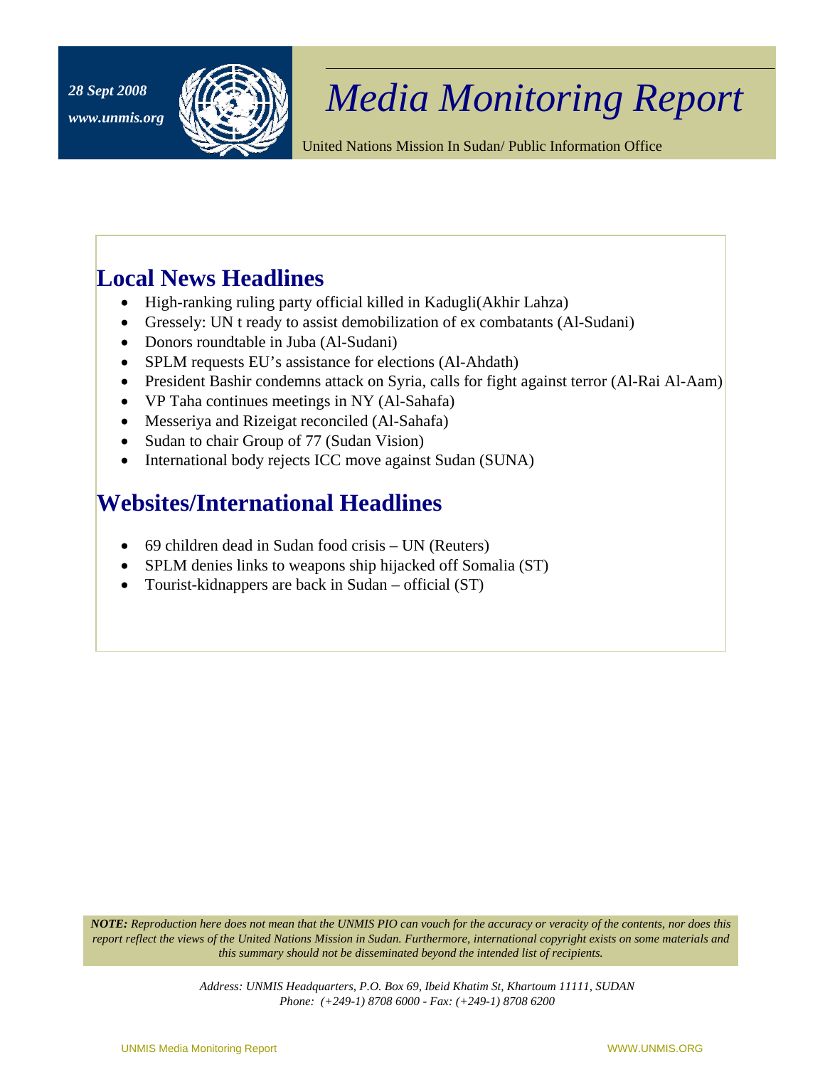*28 Sept 2008*

*www.unmis.org*

# *Media Monitoring Report*

United Nations Mission In Sudan/ Public Information Office

## Local News Headlines

- High-ranking ruling party official killed in Kadugli(Akhir Lahza)
- Gressely: UN t ready to assist demobilization of ex combatants (Al-Sudani)
- Donors roundtable in Juba (Al-Sudani)
- SPLM requests EU's assistance for elections (Al-Ahdath)
- President Bashir condemns attack on Syria, calls for fight against terror (Al-Rai Al-Aam)
- VP Taha continues meetings in NY (Al-Sahafa)
- Messeriya and Rizeigat reconciled (Al-Sahafa)
- Sudan to chair Group of 77 (Sudan Vision)
- International body rejects ICC move against Sudan (SUNA)

## Websites/International Headlines

- 69 children dead in Sudan food crisis – UN (Reuters)
- SPLM denies links to weapons ship hijacked off Somalia (ST)
- Tourist-kidnappers are back in Sudan – official (ST)

***NOTE:*** *Reproduction here does not mean that the UNMIS PIO can vouch for the accuracy or veracity of the contents, nor does this report reflect the views of the United Nations Mission in Sudan. Furthermore, international copyright exists on some materials and this summary should not be disseminated beyond the intended list of recipients.*

*Address: UNMIS Headquarters, P.O. Box 69, Ibeid Khatim St, Khartoum 11111, SUDAN*
*Phone: (+249-1) 8708 6000 - Fax: (+249-1) 8708 6200*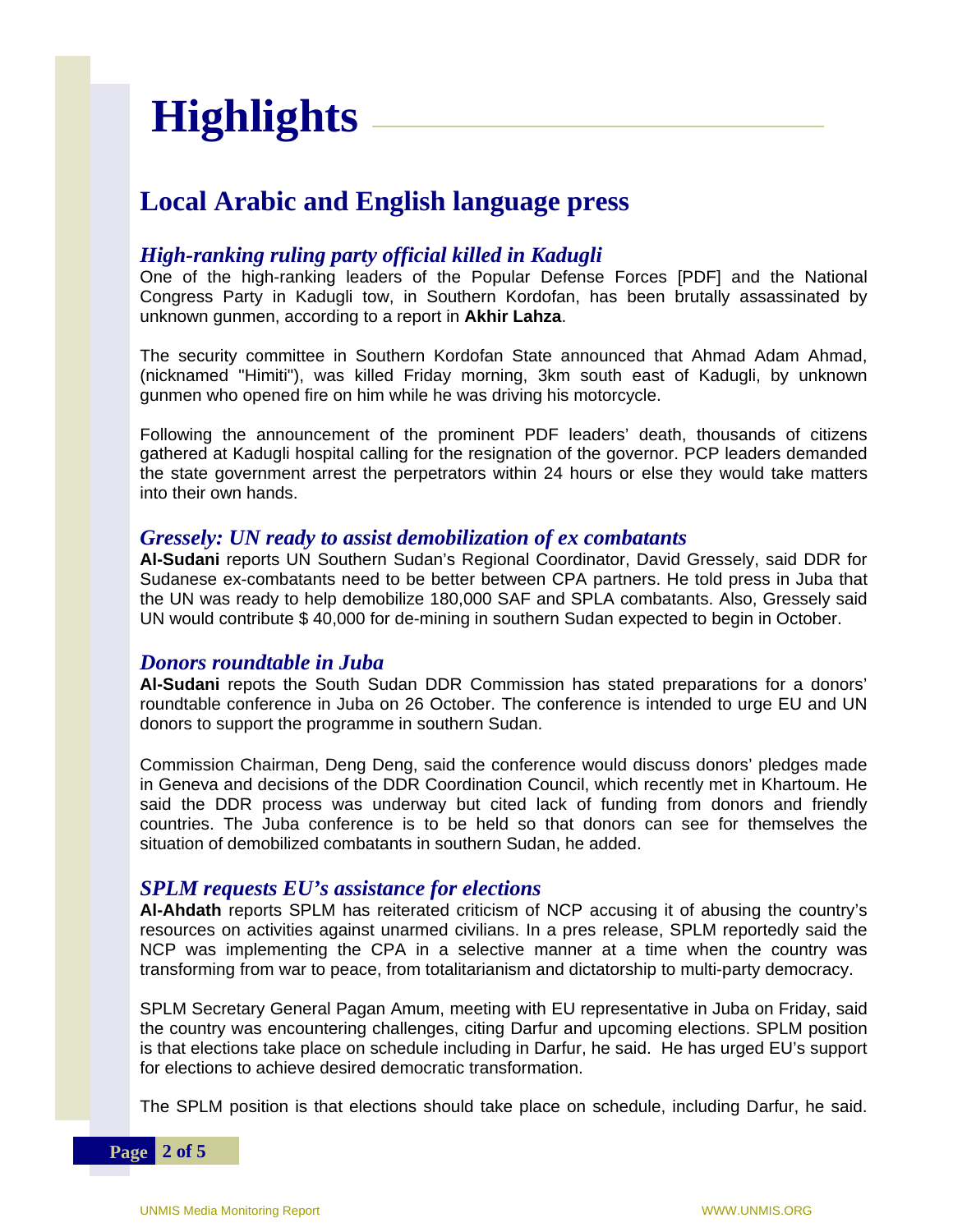# Highlights

## Local Arabic and English language press

### *High-ranking ruling party official killed in Kadugli*

One of the high-ranking leaders of the Popular Defense Forces [PDF] and the National Congress Party in Kadugli tow, in Southern Kordofan, has been brutally assassinated by unknown gunmen, according to a report in **Akhir Lahza**.

The security committee in Southern Kordofan State announced that Ahmad Adam Ahmad, (nicknamed "Himiti"), was killed Friday morning, 3km south east of Kadugli, by unknown gunmen who opened fire on him while he was driving his motorcycle.

Following the announcement of the prominent PDF leaders' death, thousands of citizens gathered at Kadugli hospital calling for the resignation of the governor. PCP leaders demanded the state government arrest the perpetrators within 24 hours or else they would take matters into their own hands.

### *Gressely: UN ready to assist demobilization of ex combatants*

**Al-Sudani** reports UN Southern Sudan's Regional Coordinator, David Gressely, said DDR for Sudanese ex-combatants need to be better between CPA partners. He told press in Juba that the UN was ready to help demobilize 180,000 SAF and SPLA combatants. Also, Gressely said UN would contribute $ 40,000 for de-mining in southern Sudan expected to begin in October.

### *Donors roundtable in Juba*

**Al-Sudani** repots the South Sudan DDR Commission has stated preparations for a donors' roundtable conference in Juba on 26 October. The conference is intended to urge EU and UN donors to support the programme in southern Sudan.

Commission Chairman, Deng Deng, said the conference would discuss donors' pledges made in Geneva and decisions of the DDR Coordination Council, which recently met in Khartoum. He said the DDR process was underway but cited lack of funding from donors and friendly countries. The Juba conference is to be held so that donors can see for themselves the situation of demobilized combatants in southern Sudan, he added.

### *SPLM requests EU's assistance for elections*

**Al-Ahdath** reports SPLM has reiterated criticism of NCP accusing it of abusing the country's resources on activities against unarmed civilians. In a pres release, SPLM reportedly said the NCP was implementing the CPA in a selective manner at a time when the country was transforming from war to peace, from totalitarianism and dictatorship to multi-party democracy.

SPLM Secretary General Pagan Amum, meeting with EU representative in Juba on Friday, said the country was encountering challenges, citing Darfur and upcoming elections. SPLM position is that elections take place on schedule including in Darfur, he said. He has urged EU's support for elections to achieve desired democratic transformation.

The SPLM position is that elections should take place on schedule, including Darfur, he said.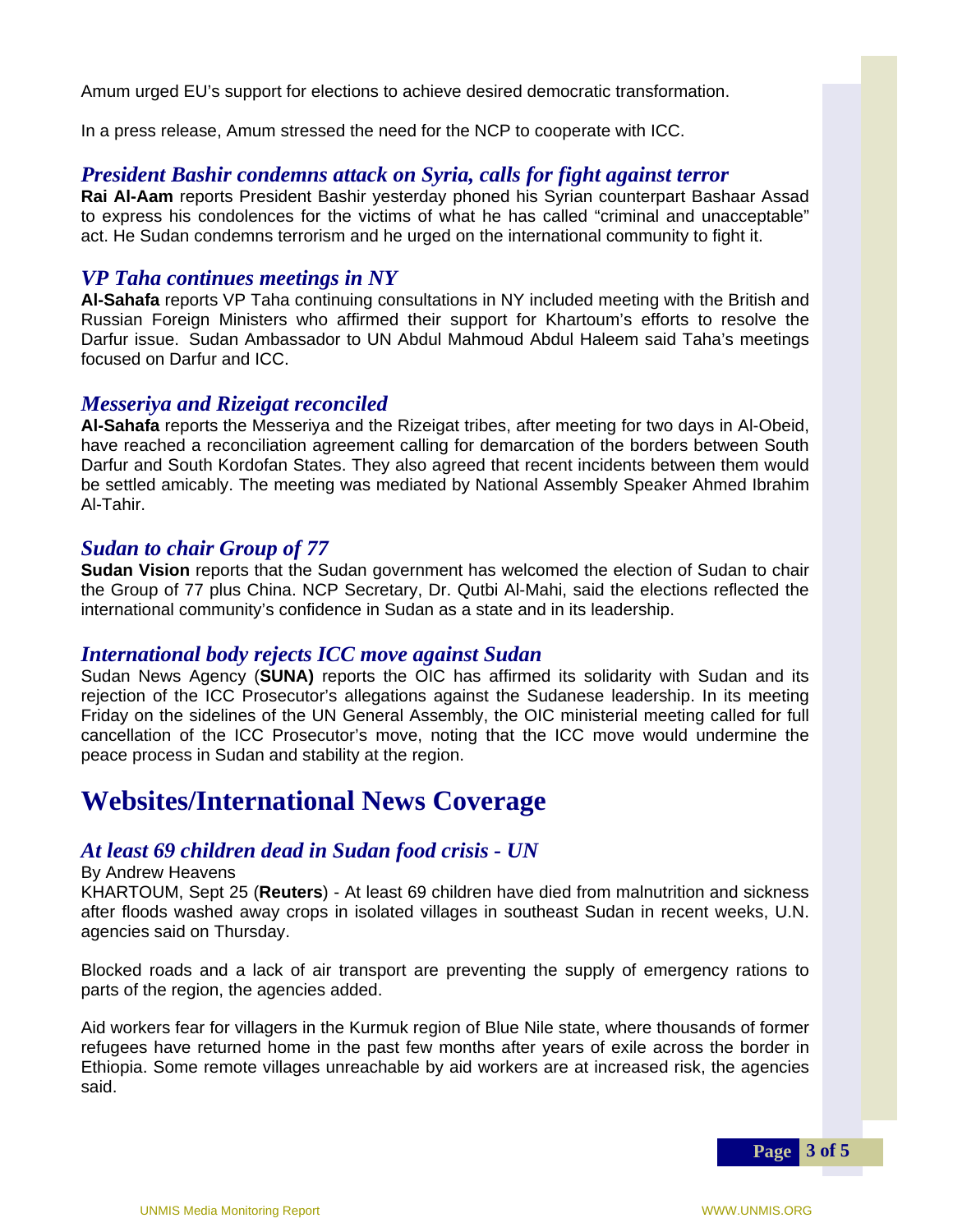Amum urged EU's support for elections to achieve desired democratic transformation.

In a press release, Amum stressed the need for the NCP to cooperate with ICC.

### *President Bashir condemns attack on Syria, calls for fight against terror*

**Rai Al-Aam** reports President Bashir yesterday phoned his Syrian counterpart Bashaar Assad to express his condolences for the victims of what he has called "criminal and unacceptable" act. He Sudan condemns terrorism and he urged on the international community to fight it.

### *VP Taha continues meetings in NY*

**Al-Sahafa** reports VP Taha continuing consultations in NY included meeting with the British and Russian Foreign Ministers who affirmed their support for Khartoum's efforts to resolve the Darfur issue. Sudan Ambassador to UN Abdul Mahmoud Abdul Haleem said Taha's meetings focused on Darfur and ICC.

### *Messeriya and Rizeigat reconciled*

**Al-Sahafa** reports the Messeriya and the Rizeigat tribes, after meeting for two days in Al-Obeid, have reached a reconciliation agreement calling for demarcation of the borders between South Darfur and South Kordofan States. They also agreed that recent incidents between them would be settled amicably. The meeting was mediated by National Assembly Speaker Ahmed Ibrahim Al-Tahir.

### *Sudan to chair Group of 77*

**Sudan Vision** reports that the Sudan government has welcomed the election of Sudan to chair the Group of 77 plus China. NCP Secretary, Dr. Qutbi Al-Mahi, said the elections reflected the international community's confidence in Sudan as a state and in its leadership.

### *International body rejects ICC move against Sudan*

Sudan News Agency (**SUNA)** reports the OIC has affirmed its solidarity with Sudan and its rejection of the ICC Prosecutor's allegations against the Sudanese leadership. In its meeting Friday on the sidelines of the UN General Assembly, the OIC ministerial meeting called for full cancellation of the ICC Prosecutor's move, noting that the ICC move would undermine the peace process in Sudan and stability at the region.

## Websites/International News Coverage

### *At least 69 children dead in Sudan food crisis - UN*

By Andrew Heavens

KHARTOUM, Sept 25 (**Reuters**) - At least 69 children have died from malnutrition and sickness after floods washed away crops in isolated villages in southeast Sudan in recent weeks, U.N. agencies said on Thursday.

Blocked roads and a lack of air transport are preventing the supply of emergency rations to parts of the region, the agencies added.

Aid workers fear for villagers in the Kurmuk region of Blue Nile state, where thousands of former refugees have returned home in the past few months after years of exile across the border in Ethiopia. Some remote villages unreachable by aid workers are at increased risk, the agencies said.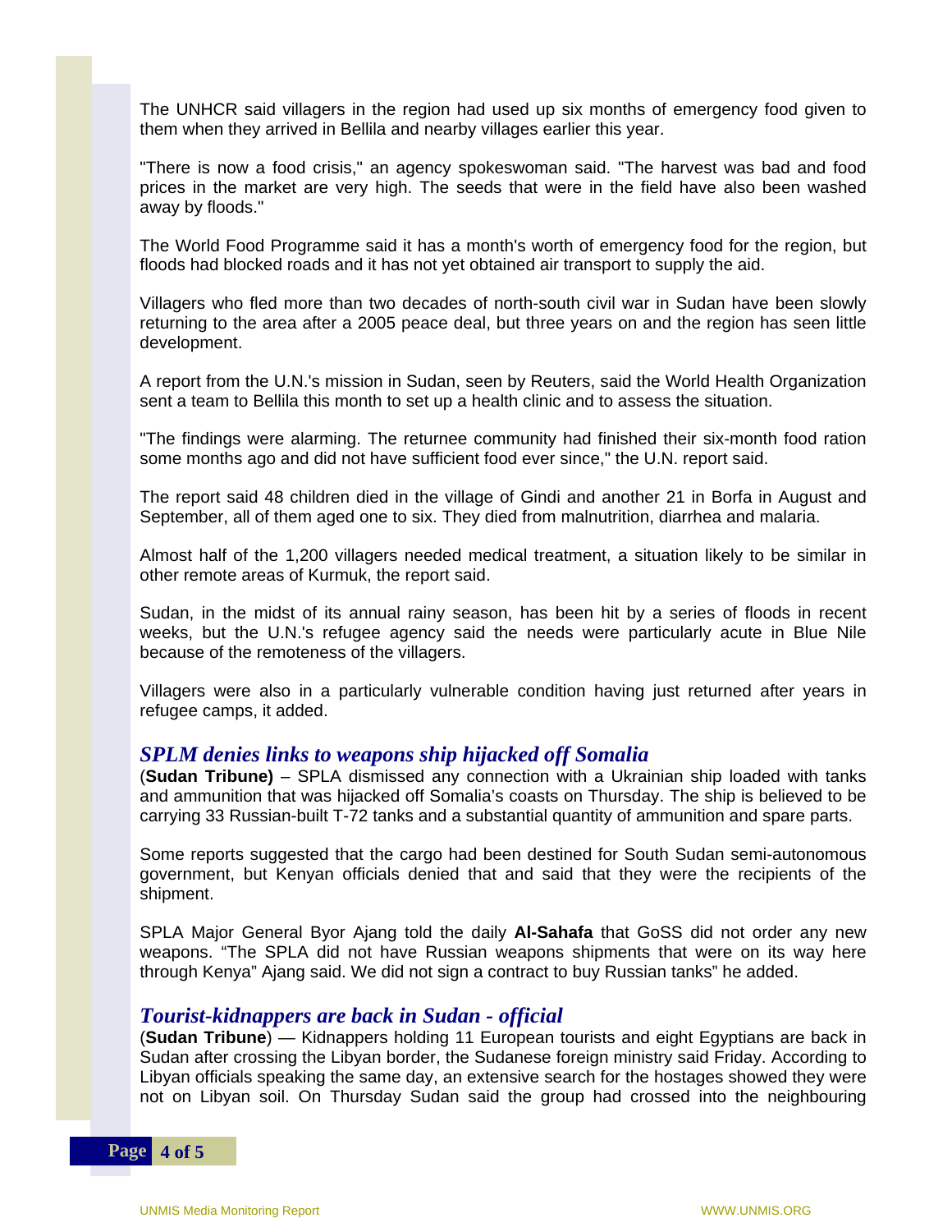The UNHCR said villagers in the region had used up six months of emergency food given to them when they arrived in Bellila and nearby villages earlier this year.

"There is now a food crisis," an agency spokeswoman said. "The harvest was bad and food prices in the market are very high. The seeds that were in the field have also been washed away by floods."

The World Food Programme said it has a month's worth of emergency food for the region, but floods had blocked roads and it has not yet obtained air transport to supply the aid.

Villagers who fled more than two decades of north-south civil war in Sudan have been slowly returning to the area after a 2005 peace deal, but three years on and the region has seen little development.

A report from the U.N.'s mission in Sudan, seen by Reuters, said the World Health Organization sent a team to Bellila this month to set up a health clinic and to assess the situation.

"The findings were alarming. The returnee community had finished their six-month food ration some months ago and did not have sufficient food ever since," the U.N. report said.

The report said 48 children died in the village of Gindi and another 21 in Borfa in August and September, all of them aged one to six. They died from malnutrition, diarrhea and malaria.

Almost half of the 1,200 villagers needed medical treatment, a situation likely to be similar in other remote areas of Kurmuk, the report said.

Sudan, in the midst of its annual rainy season, has been hit by a series of floods in recent weeks, but the U.N.'s refugee agency said the needs were particularly acute in Blue Nile because of the remoteness of the villagers.

Villagers were also in a particularly vulnerable condition having just returned after years in refugee camps, it added.

## *SPLM denies links to weapons ship hijacked off Somalia*

(**Sudan Tribune)** – SPLA dismissed any connection with a Ukrainian ship loaded with tanks and ammunition that was hijacked off Somalia's coasts on Thursday. The ship is believed to be carrying 33 Russian-built T-72 tanks and a substantial quantity of ammunition and spare parts.

Some reports suggested that the cargo had been destined for South Sudan semi-autonomous government, but Kenyan officials denied that and said that they were the recipients of the shipment.

SPLA Major General Byor Ajang told the daily **Al-Sahafa** that GoSS did not order any new weapons. "The SPLA did not have Russian weapons shipments that were on its way here through Kenya" Ajang said. We did not sign a contract to buy Russian tanks" he added.

## *Tourist-kidnappers are back in Sudan - official*

(**Sudan Tribune**) — Kidnappers holding 11 European tourists and eight Egyptians are back in Sudan after crossing the Libyan border, the Sudanese foreign ministry said Friday. According to Libyan officials speaking the same day, an extensive search for the hostages showed they were not on Libyan soil. On Thursday Sudan said the group had crossed into the neighbouring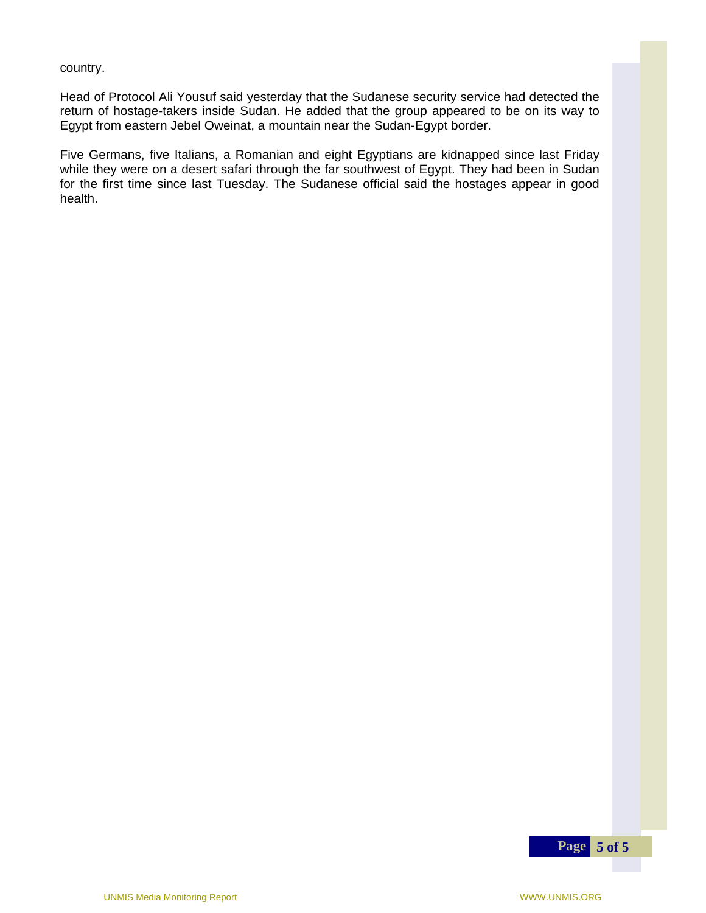country.

Head of Protocol Ali Yousuf said yesterday that the Sudanese security service had detected the return of hostage-takers inside Sudan. He added that the group appeared to be on its way to Egypt from eastern Jebel Oweinat, a mountain near the Sudan-Egypt border.

Five Germans, five Italians, a Romanian and eight Egyptians are kidnapped since last Friday while they were on a desert safari through the far southwest of Egypt. They had been in Sudan for the first time since last Tuesday. The Sudanese official said the hostages appear in good health.